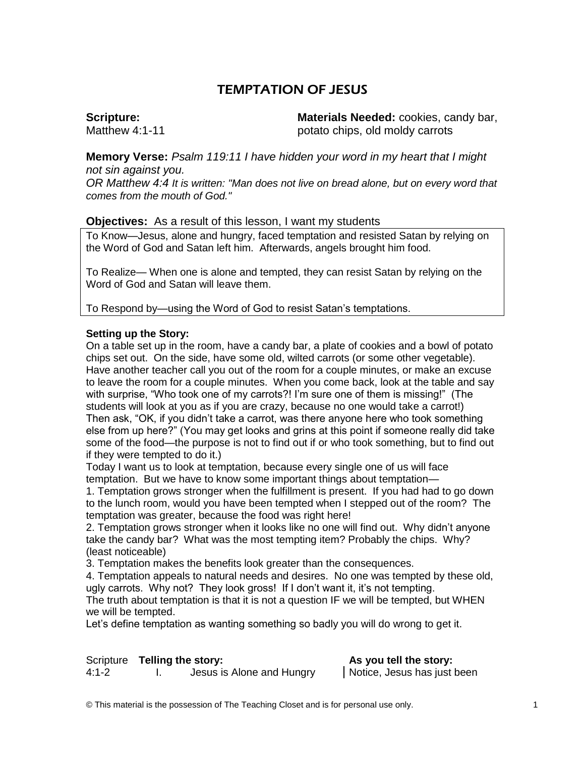# TEMPTATION OF JESUS

**Scripture:**
Matthew 4:1-11

**Materials Needed:** cookies, candy bar, potato chips, old moldy carrots

**Memory Verse:** *Psalm 119:11 I have hidden your word in my heart that I might not sin against you.*
*OR Matthew 4:4 It is written: "Man does not live on bread alone, but on every word that comes from the mouth of God."*

**Objectives:** As a result of this lesson, I want my students

To Know—Jesus, alone and hungry, faced temptation and resisted Satan by relying on the Word of God and Satan left him. Afterwards, angels brought him food.

To Realize— When one is alone and tempted, they can resist Satan by relying on the Word of God and Satan will leave them.

To Respond by—using the Word of God to resist Satan's temptations.

**Setting up the Story:**

On a table set up in the room, have a candy bar, a plate of cookies and a bowl of potato chips set out. On the side, have some old, wilted carrots (or some other vegetable). Have another teacher call you out of the room for a couple minutes, or make an excuse to leave the room for a couple minutes. When you come back, look at the table and say with surprise, "Who took one of my carrots?! I'm sure one of them is missing!" (The students will look at you as if you are crazy, because no one would take a carrot!) Then ask, "OK, if you didn't take a carrot, was there anyone here who took something else from up here?" (You may get looks and grins at this point if someone really did take some of the food—the purpose is not to find out if or who took something, but to find out if they were tempted to do it.)

Today I want us to look at temptation, because every single one of us will face temptation. But we have to know some important things about temptation—

1. Temptation grows stronger when the fulfillment is present. If you had had to go down to the lunch room, would you have been tempted when I stepped out of the room? The temptation was greater, because the food was right here!
2. Temptation grows stronger when it looks like no one will find out. Why didn't anyone take the candy bar? What was the most tempting item? Probably the chips. Why? (least noticeable)
3. Temptation makes the benefits look greater than the consequences.
4. Temptation appeals to natural needs and desires. No one was tempted by these old, ugly carrots. Why not? They look gross! If I don't want it, it's not tempting.

The truth about temptation is that it is not a question IF we will be tempted, but WHEN we will be tempted.

Let's define temptation as wanting something so badly you will do wrong to get it.

| Scripture | **Telling the story:** | **As you tell the story:** |
|---|---|---|
| 4:1-2 | I. Jesus is Alone and Hungry | Notice, Jesus has just been |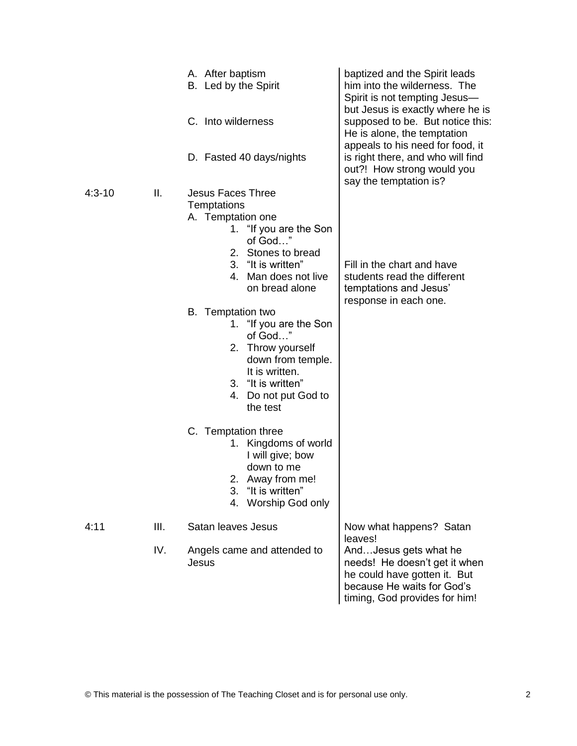| Reference | | Outline | Notes |
|---|---|---|---|
| | | A. After baptism<br>B. Led by the Spirit<br>C. Into wilderness<br>D. Fasted 40 days/nights | baptized and the Spirit leads him into the wilderness. The Spirit is not tempting Jesus—but Jesus is exactly where he is supposed to be. But notice this: He is alone, the temptation appeals to his need for food, it is right there, and who will find out?! How strong would you say the temptation is? |
| 4:3-10 | II. | Jesus Faces Three Temptations<br>A. Temptation one<br>1. "If you are the Son of God…"<br>2. Stones to bread<br>3. "It is written"<br>4. Man does not live on bread alone<br>B. Temptation two<br>1. "If you are the Son of God…"<br>2. Throw yourself down from temple. It is written.<br>3. "It is written"<br>4. Do not put God to the test<br>C. Temptation three<br>1. Kingdoms of world I will give; bow down to me<br>2. Away from me!<br>3. "It is written"<br>4. Worship God only | Fill in the chart and have students read the different temptations and Jesus' response in each one. |
| 4:11 | III. | Satan leaves Jesus | Now what happens? Satan leaves! |
| | IV. | Angels came and attended to Jesus | And…Jesus gets what he needs! He doesn't get it when he could have gotten it. But because He waits for God's timing, God provides for him! |

© This material is the possession of The Teaching Closet and is for personal use only.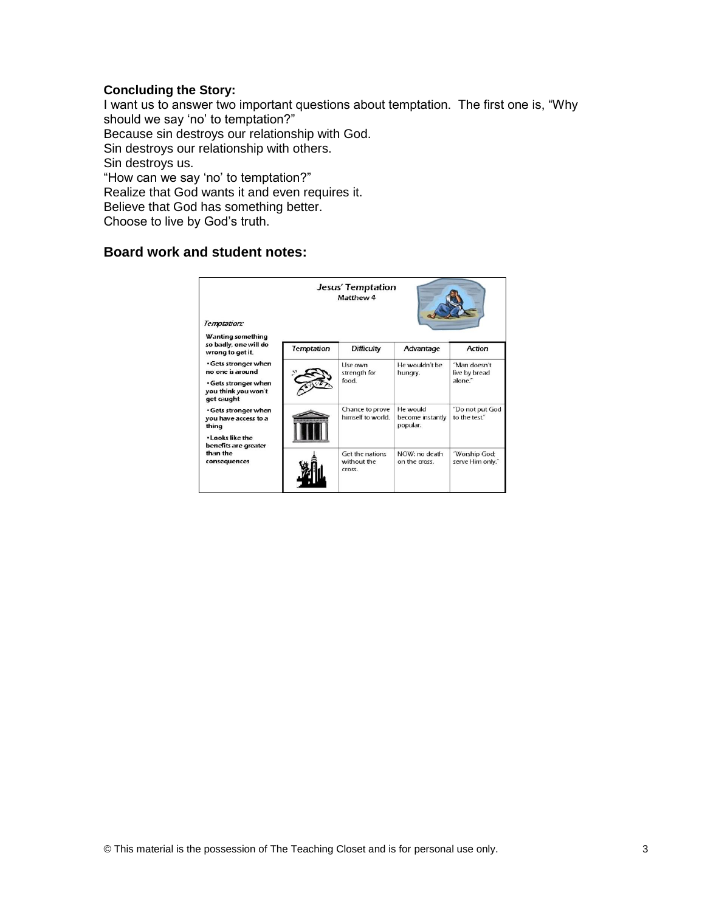**Concluding the Story:**

I want us to answer two important questions about temptation. The first one is, "Why should we say 'no' to temptation?"

Because sin destroys our relationship with God.

Sin destroys our relationship with others.

Sin destroys us.

"How can we say 'no' to temptation?"

Realize that God wants it and even requires it.

Believe that God has something better.

Choose to live by God's truth.

## Board work and student notes:

**Jesus' Temptation**
Matthew 4

*Temptation:*

Wanting something so badly, one will do wrong to get it.

- Gets stronger when no one is around
- Gets stronger when you think you won't get caught
- Gets stronger when you have access to a thing
- Looks like the benefits are greater than the consequences

| Temptation | Difficulty | Advantage | Action |
|---|---|---|---|
| | Use own strength for food. | He wouldn't be hungry. | "Man doesn't live by bread alone." |
| | Chance to prove himself to world. | He would become instantly popular. | "Do not put God to the test." |
| | Get the nations without the cross. | NOW: no death on the cross. | "Worship God; serve Him only." |